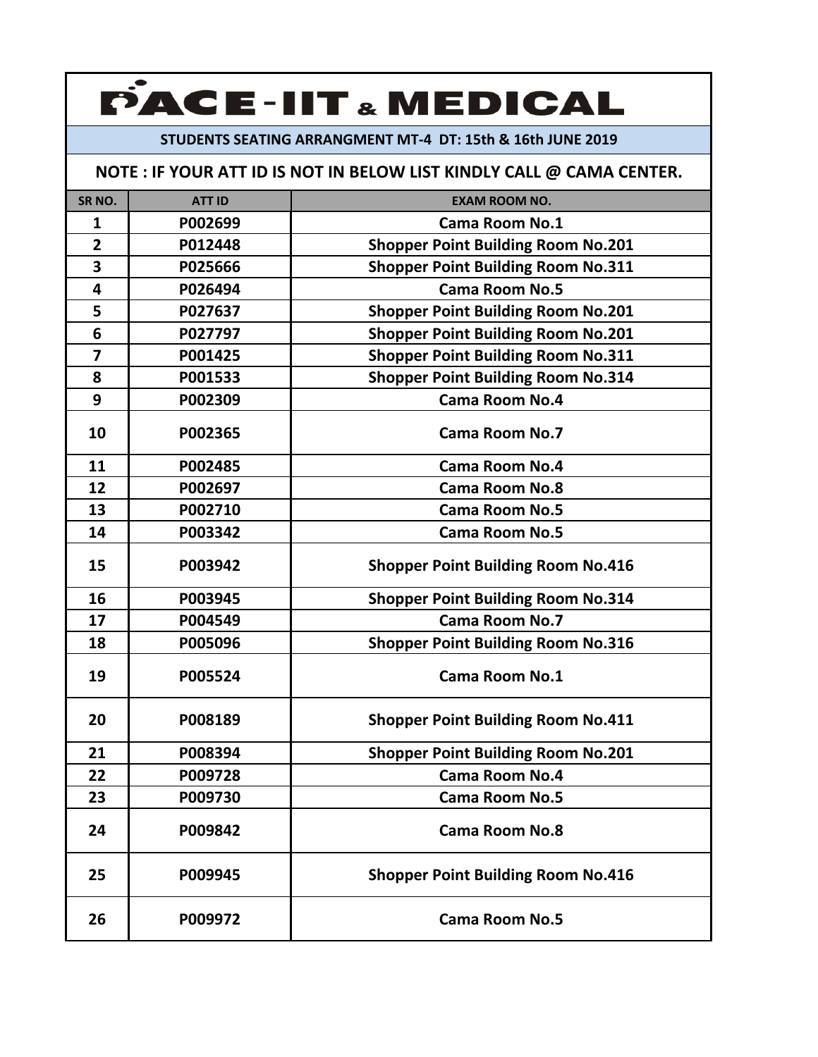# PACE-IIT & MEDICAL

**STUDENTS SEATING ARRANGMENT MT-4 DT: 15th & 16th JUNE 2019**

**NOTE : IF YOUR ATT ID IS NOT IN BELOW LIST KINDLY CALL @ CAMA CENTER.**

| SR NO. | ATT ID | EXAM ROOM NO. |
|---|---|---|
| 1 | P002699 | Cama Room No.1 |
| 2 | P012448 | Shopper Point Building Room No.201 |
| 3 | P025666 | Shopper Point Building Room No.311 |
| 4 | P026494 | Cama Room No.5 |
| 5 | P027637 | Shopper Point Building Room No.201 |
| 6 | P027797 | Shopper Point Building Room No.201 |
| 7 | P001425 | Shopper Point Building Room No.311 |
| 8 | P001533 | Shopper Point Building Room No.314 |
| 9 | P002309 | Cama Room No.4 |
| 10 | P002365 | Cama Room No.7 |
| 11 | P002485 | Cama Room No.4 |
| 12 | P002697 | Cama Room No.8 |
| 13 | P002710 | Cama Room No.5 |
| 14 | P003342 | Cama Room No.5 |
| 15 | P003942 | Shopper Point Building Room No.416 |
| 16 | P003945 | Shopper Point Building Room No.314 |
| 17 | P004549 | Cama Room No.7 |
| 18 | P005096 | Shopper Point Building Room No.316 |
| 19 | P005524 | Cama Room No.1 |
| 20 | P008189 | Shopper Point Building Room No.411 |
| 21 | P008394 | Shopper Point Building Room No.201 |
| 22 | P009728 | Cama Room No.4 |
| 23 | P009730 | Cama Room No.5 |
| 24 | P009842 | Cama Room No.8 |
| 25 | P009945 | Shopper Point Building Room No.416 |
| 26 | P009972 | Cama Room No.5 |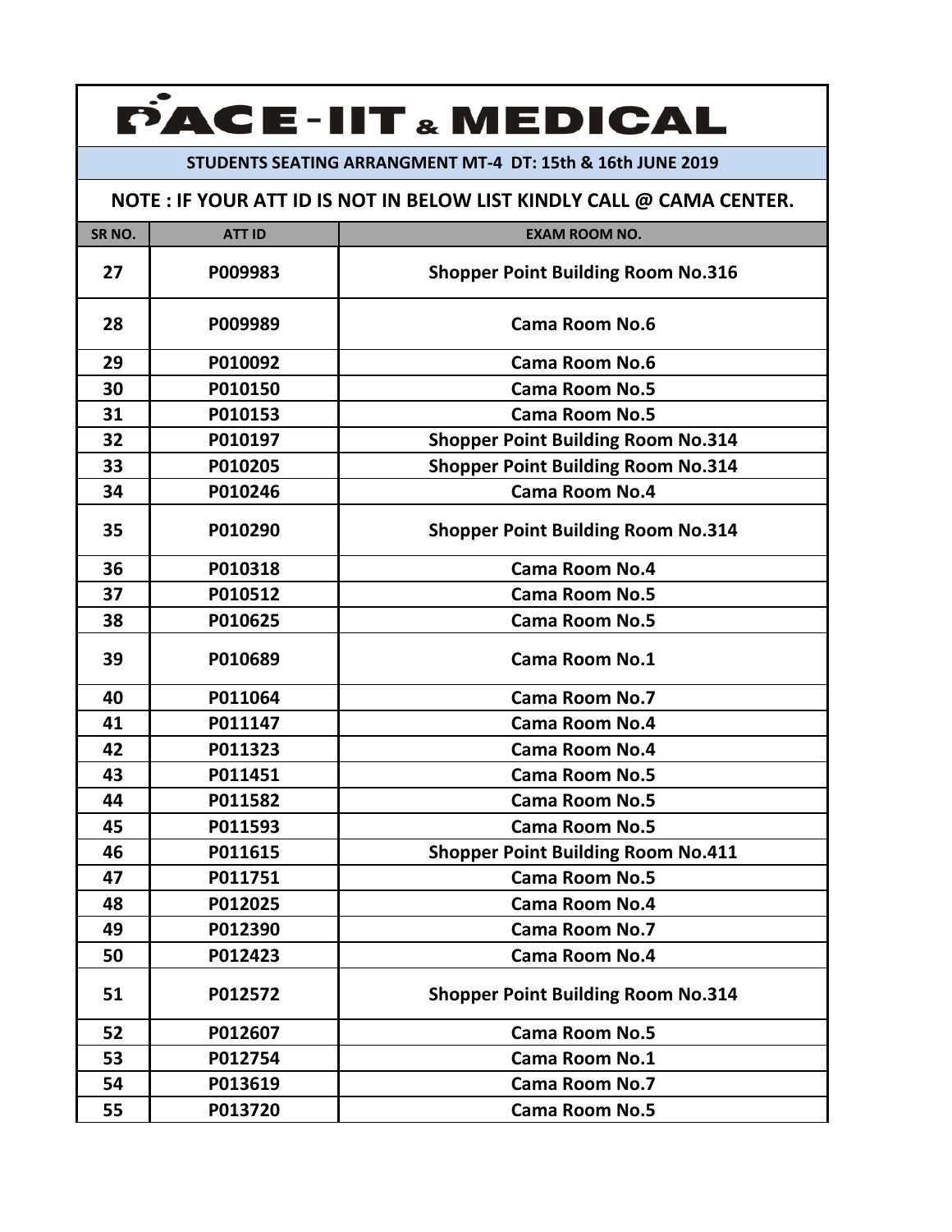# PACE-IIT & MEDICAL

**STUDENTS SEATING ARRANGMENT MT-4 DT: 15th & 16th JUNE 2019**

**NOTE : IF YOUR ATT ID IS NOT IN BELOW LIST KINDLY CALL @ CAMA CENTER.**

| SR NO. | ATT ID | EXAM ROOM NO. |
|---|---|---|
| 27 | P009983 | Shopper Point Building Room No.316 |
| 28 | P009989 | Cama Room No.6 |
| 29 | P010092 | Cama Room No.6 |
| 30 | P010150 | Cama Room No.5 |
| 31 | P010153 | Cama Room No.5 |
| 32 | P010197 | Shopper Point Building Room No.314 |
| 33 | P010205 | Shopper Point Building Room No.314 |
| 34 | P010246 | Cama Room No.4 |
| 35 | P010290 | Shopper Point Building Room No.314 |
| 36 | P010318 | Cama Room No.4 |
| 37 | P010512 | Cama Room No.5 |
| 38 | P010625 | Cama Room No.5 |
| 39 | P010689 | Cama Room No.1 |
| 40 | P011064 | Cama Room No.7 |
| 41 | P011147 | Cama Room No.4 |
| 42 | P011323 | Cama Room No.4 |
| 43 | P011451 | Cama Room No.5 |
| 44 | P011582 | Cama Room No.5 |
| 45 | P011593 | Cama Room No.5 |
| 46 | P011615 | Shopper Point Building Room No.411 |
| 47 | P011751 | Cama Room No.5 |
| 48 | P012025 | Cama Room No.4 |
| 49 | P012390 | Cama Room No.7 |
| 50 | P012423 | Cama Room No.4 |
| 51 | P012572 | Shopper Point Building Room No.314 |
| 52 | P012607 | Cama Room No.5 |
| 53 | P012754 | Cama Room No.1 |
| 54 | P013619 | Cama Room No.7 |
| 55 | P013720 | Cama Room No.5 |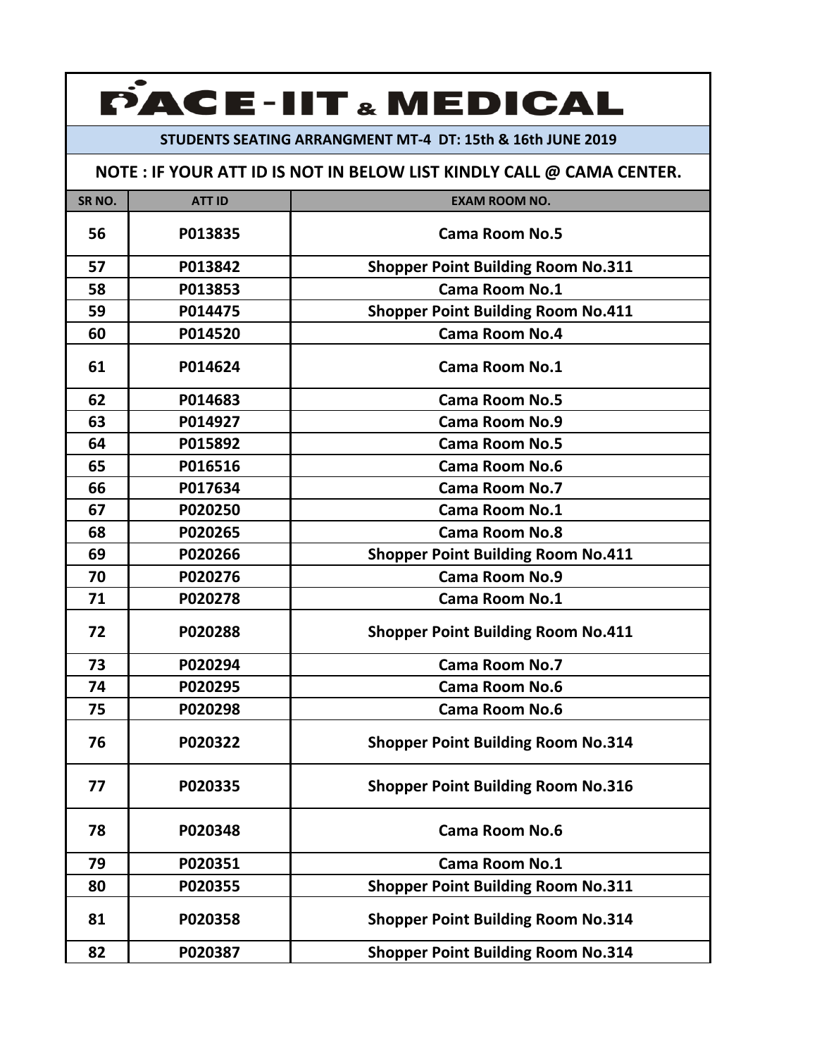# PACE-IIT & MEDICAL

**STUDENTS SEATING ARRANGMENT MT-4 DT: 15th & 16th JUNE 2019**

**NOTE : IF YOUR ATT ID IS NOT IN BELOW LIST KINDLY CALL @ CAMA CENTER.**

| SR NO. | ATT ID | EXAM ROOM NO. |
|---|---|---|
| 56 | P013835 | Cama Room No.5 |
| 57 | P013842 | Shopper Point Building Room No.311 |
| 58 | P013853 | Cama Room No.1 |
| 59 | P014475 | Shopper Point Building Room No.411 |
| 60 | P014520 | Cama Room No.4 |
| 61 | P014624 | Cama Room No.1 |
| 62 | P014683 | Cama Room No.5 |
| 63 | P014927 | Cama Room No.9 |
| 64 | P015892 | Cama Room No.5 |
| 65 | P016516 | Cama Room No.6 |
| 66 | P017634 | Cama Room No.7 |
| 67 | P020250 | Cama Room No.1 |
| 68 | P020265 | Cama Room No.8 |
| 69 | P020266 | Shopper Point Building Room No.411 |
| 70 | P020276 | Cama Room No.9 |
| 71 | P020278 | Cama Room No.1 |
| 72 | P020288 | Shopper Point Building Room No.411 |
| 73 | P020294 | Cama Room No.7 |
| 74 | P020295 | Cama Room No.6 |
| 75 | P020298 | Cama Room No.6 |
| 76 | P020322 | Shopper Point Building Room No.314 |
| 77 | P020335 | Shopper Point Building Room No.316 |
| 78 | P020348 | Cama Room No.6 |
| 79 | P020351 | Cama Room No.1 |
| 80 | P020355 | Shopper Point Building Room No.311 |
| 81 | P020358 | Shopper Point Building Room No.314 |
| 82 | P020387 | Shopper Point Building Room No.314 |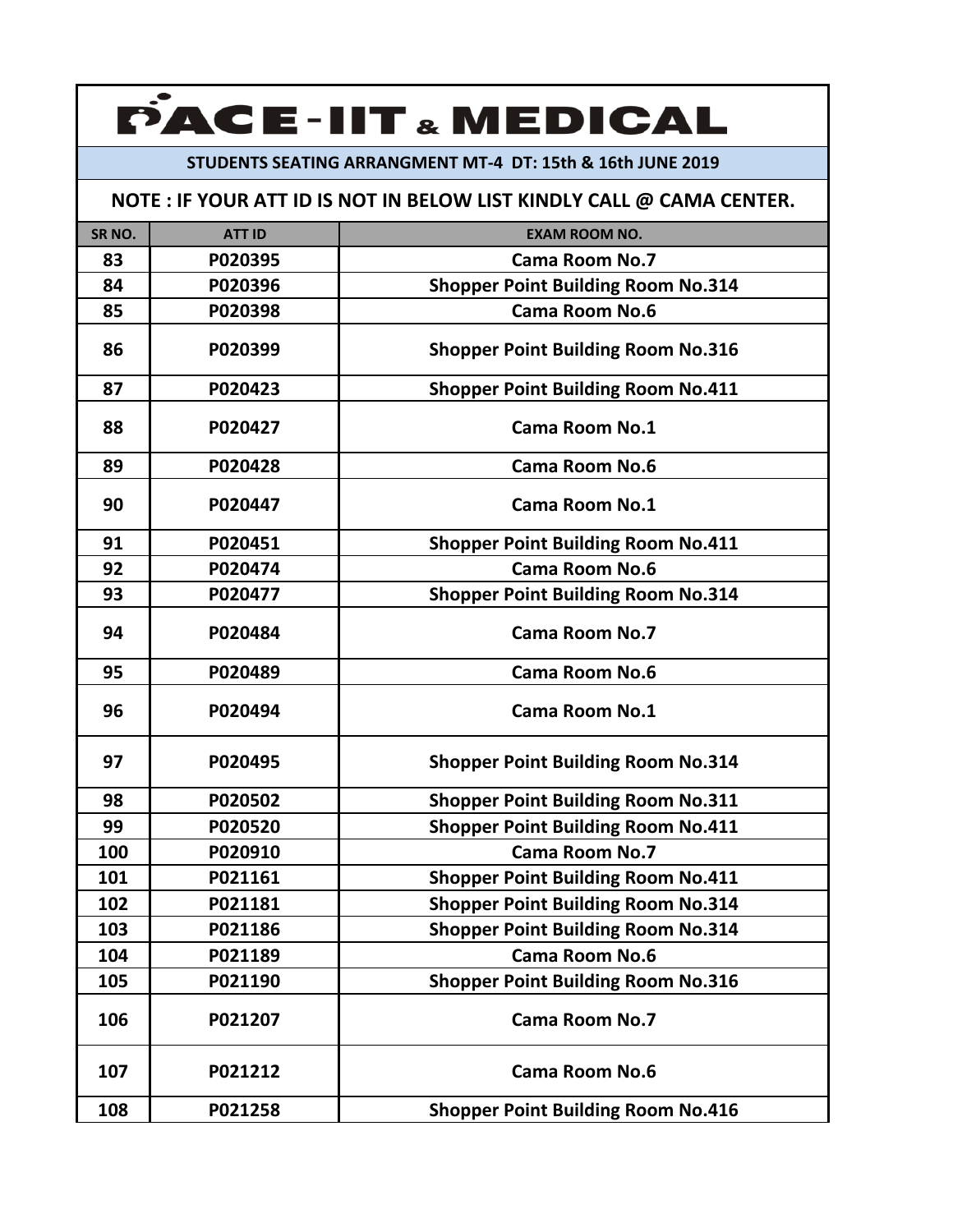# PACE-IIT & MEDICAL

**STUDENTS SEATING ARRANGMENT MT-4 DT: 15th & 16th JUNE 2019**

**NOTE : IF YOUR ATT ID IS NOT IN BELOW LIST KINDLY CALL @ CAMA CENTER.**

| SR NO. | ATT ID | EXAM ROOM NO. |
|---|---|---|
| 83 | P020395 | Cama Room No.7 |
| 84 | P020396 | Shopper Point Building Room No.314 |
| 85 | P020398 | Cama Room No.6 |
| 86 | P020399 | Shopper Point Building Room No.316 |
| 87 | P020423 | Shopper Point Building Room No.411 |
| 88 | P020427 | Cama Room No.1 |
| 89 | P020428 | Cama Room No.6 |
| 90 | P020447 | Cama Room No.1 |
| 91 | P020451 | Shopper Point Building Room No.411 |
| 92 | P020474 | Cama Room No.6 |
| 93 | P020477 | Shopper Point Building Room No.314 |
| 94 | P020484 | Cama Room No.7 |
| 95 | P020489 | Cama Room No.6 |
| 96 | P020494 | Cama Room No.1 |
| 97 | P020495 | Shopper Point Building Room No.314 |
| 98 | P020502 | Shopper Point Building Room No.311 |
| 99 | P020520 | Shopper Point Building Room No.411 |
| 100 | P020910 | Cama Room No.7 |
| 101 | P021161 | Shopper Point Building Room No.411 |
| 102 | P021181 | Shopper Point Building Room No.314 |
| 103 | P021186 | Shopper Point Building Room No.314 |
| 104 | P021189 | Cama Room No.6 |
| 105 | P021190 | Shopper Point Building Room No.316 |
| 106 | P021207 | Cama Room No.7 |
| 107 | P021212 | Cama Room No.6 |
| 108 | P021258 | Shopper Point Building Room No.416 |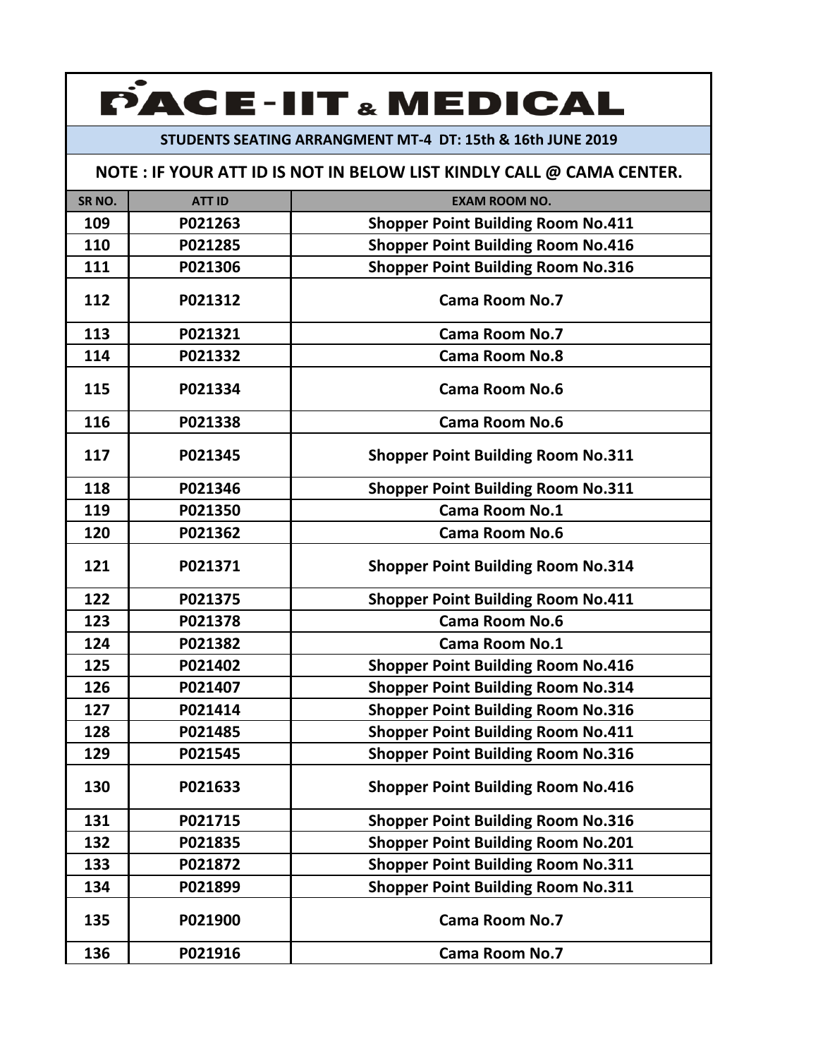# PACE-IIT & MEDICAL

**STUDENTS SEATING ARRANGMENT MT-4 DT: 15th & 16th JUNE 2019**

**NOTE : IF YOUR ATT ID IS NOT IN BELOW LIST KINDLY CALL @ CAMA CENTER.**

| SR NO. | ATT ID | EXAM ROOM NO. |
|---|---|---|
| 109 | P021263 | Shopper Point Building Room No.411 |
| 110 | P021285 | Shopper Point Building Room No.416 |
| 111 | P021306 | Shopper Point Building Room No.316 |
| 112 | P021312 | Cama Room No.7 |
| 113 | P021321 | Cama Room No.7 |
| 114 | P021332 | Cama Room No.8 |
| 115 | P021334 | Cama Room No.6 |
| 116 | P021338 | Cama Room No.6 |
| 117 | P021345 | Shopper Point Building Room No.311 |
| 118 | P021346 | Shopper Point Building Room No.311 |
| 119 | P021350 | Cama Room No.1 |
| 120 | P021362 | Cama Room No.6 |
| 121 | P021371 | Shopper Point Building Room No.314 |
| 122 | P021375 | Shopper Point Building Room No.411 |
| 123 | P021378 | Cama Room No.6 |
| 124 | P021382 | Cama Room No.1 |
| 125 | P021402 | Shopper Point Building Room No.416 |
| 126 | P021407 | Shopper Point Building Room No.314 |
| 127 | P021414 | Shopper Point Building Room No.316 |
| 128 | P021485 | Shopper Point Building Room No.411 |
| 129 | P021545 | Shopper Point Building Room No.316 |
| 130 | P021633 | Shopper Point Building Room No.416 |
| 131 | P021715 | Shopper Point Building Room No.316 |
| 132 | P021835 | Shopper Point Building Room No.201 |
| 133 | P021872 | Shopper Point Building Room No.311 |
| 134 | P021899 | Shopper Point Building Room No.311 |
| 135 | P021900 | Cama Room No.7 |
| 136 | P021916 | Cama Room No.7 |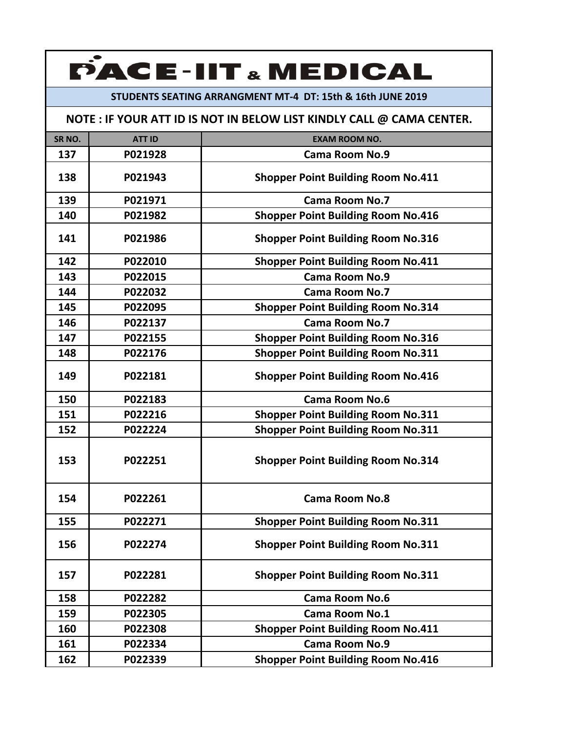# PACE-IIT & MEDICAL

**STUDENTS SEATING ARRANGMENT MT-4 DT: 15th & 16th JUNE 2019**

**NOTE : IF YOUR ATT ID IS NOT IN BELOW LIST KINDLY CALL @ CAMA CENTER.**

| SR NO. | ATT ID | EXAM ROOM NO. |
|---|---|---|
| 137 | P021928 | Cama Room No.9 |
| 138 | P021943 | Shopper Point Building Room No.411 |
| 139 | P021971 | Cama Room No.7 |
| 140 | P021982 | Shopper Point Building Room No.416 |
| 141 | P021986 | Shopper Point Building Room No.316 |
| 142 | P022010 | Shopper Point Building Room No.411 |
| 143 | P022015 | Cama Room No.9 |
| 144 | P022032 | Cama Room No.7 |
| 145 | P022095 | Shopper Point Building Room No.314 |
| 146 | P022137 | Cama Room No.7 |
| 147 | P022155 | Shopper Point Building Room No.316 |
| 148 | P022176 | Shopper Point Building Room No.311 |
| 149 | P022181 | Shopper Point Building Room No.416 |
| 150 | P022183 | Cama Room No.6 |
| 151 | P022216 | Shopper Point Building Room No.311 |
| 152 | P022224 | Shopper Point Building Room No.311 |
| 153 | P022251 | Shopper Point Building Room No.314 |
| 154 | P022261 | Cama Room No.8 |
| 155 | P022271 | Shopper Point Building Room No.311 |
| 156 | P022274 | Shopper Point Building Room No.311 |
| 157 | P022281 | Shopper Point Building Room No.311 |
| 158 | P022282 | Cama Room No.6 |
| 159 | P022305 | Cama Room No.1 |
| 160 | P022308 | Shopper Point Building Room No.411 |
| 161 | P022334 | Cama Room No.9 |
| 162 | P022339 | Shopper Point Building Room No.416 |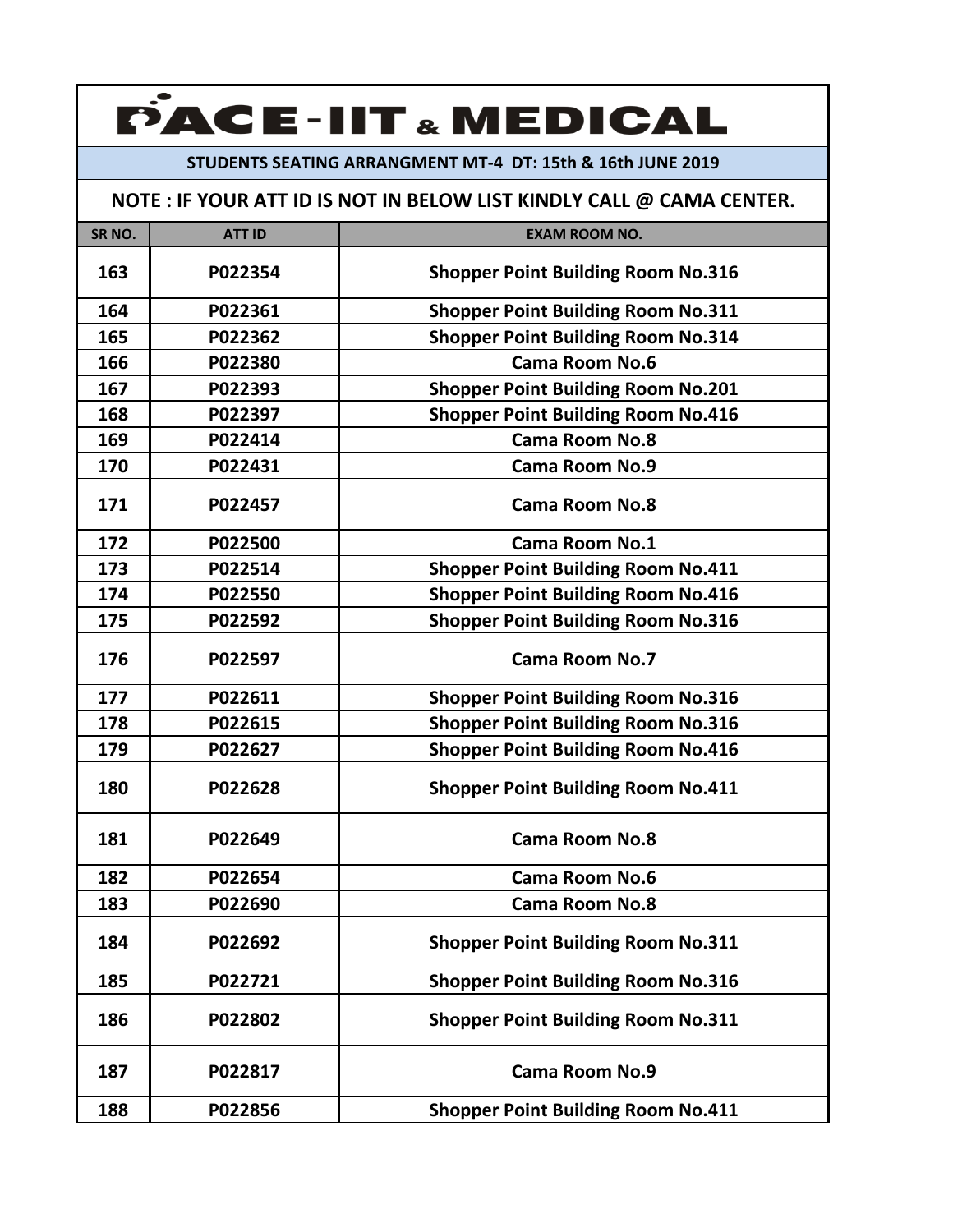# PACE-IIT & MEDICAL

**STUDENTS SEATING ARRANGMENT MT-4 DT: 15th & 16th JUNE 2019**

**NOTE : IF YOUR ATT ID IS NOT IN BELOW LIST KINDLY CALL @ CAMA CENTER.**

| SR NO. | ATT ID | EXAM ROOM NO. |
|---|---|---|
| 163 | P022354 | Shopper Point Building Room No.316 |
| 164 | P022361 | Shopper Point Building Room No.311 |
| 165 | P022362 | Shopper Point Building Room No.314 |
| 166 | P022380 | Cama Room No.6 |
| 167 | P022393 | Shopper Point Building Room No.201 |
| 168 | P022397 | Shopper Point Building Room No.416 |
| 169 | P022414 | Cama Room No.8 |
| 170 | P022431 | Cama Room No.9 |
| 171 | P022457 | Cama Room No.8 |
| 172 | P022500 | Cama Room No.1 |
| 173 | P022514 | Shopper Point Building Room No.411 |
| 174 | P022550 | Shopper Point Building Room No.416 |
| 175 | P022592 | Shopper Point Building Room No.316 |
| 176 | P022597 | Cama Room No.7 |
| 177 | P022611 | Shopper Point Building Room No.316 |
| 178 | P022615 | Shopper Point Building Room No.316 |
| 179 | P022627 | Shopper Point Building Room No.416 |
| 180 | P022628 | Shopper Point Building Room No.411 |
| 181 | P022649 | Cama Room No.8 |
| 182 | P022654 | Cama Room No.6 |
| 183 | P022690 | Cama Room No.8 |
| 184 | P022692 | Shopper Point Building Room No.311 |
| 185 | P022721 | Shopper Point Building Room No.316 |
| 186 | P022802 | Shopper Point Building Room No.311 |
| 187 | P022817 | Cama Room No.9 |
| 188 | P022856 | Shopper Point Building Room No.411 |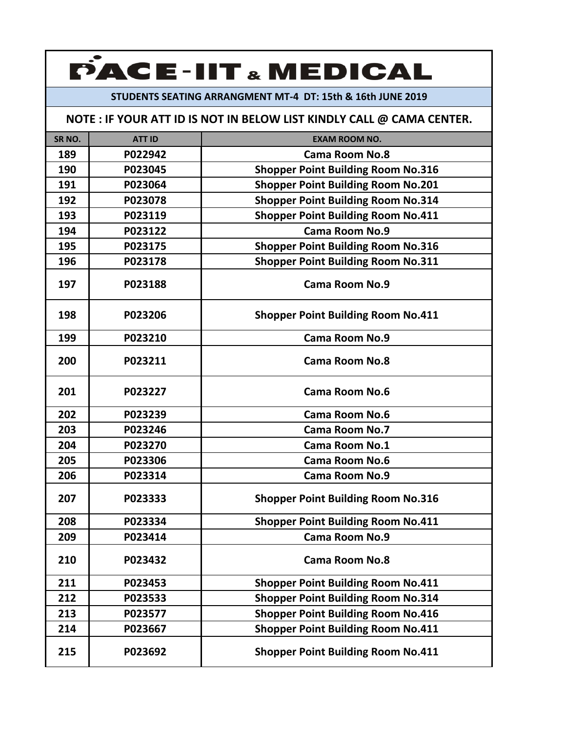# PACE-IIT & MEDICAL

**STUDENTS SEATING ARRANGMENT MT-4 DT: 15th & 16th JUNE 2019**

**NOTE : IF YOUR ATT ID IS NOT IN BELOW LIST KINDLY CALL @ CAMA CENTER.**

| SR NO. | ATT ID | EXAM ROOM NO. |
|---|---|---|
| 189 | P022942 | Cama Room No.8 |
| 190 | P023045 | Shopper Point Building Room No.316 |
| 191 | P023064 | Shopper Point Building Room No.201 |
| 192 | P023078 | Shopper Point Building Room No.314 |
| 193 | P023119 | Shopper Point Building Room No.411 |
| 194 | P023122 | Cama Room No.9 |
| 195 | P023175 | Shopper Point Building Room No.316 |
| 196 | P023178 | Shopper Point Building Room No.311 |
| 197 | P023188 | Cama Room No.9 |
| 198 | P023206 | Shopper Point Building Room No.411 |
| 199 | P023210 | Cama Room No.9 |
| 200 | P023211 | Cama Room No.8 |
| 201 | P023227 | Cama Room No.6 |
| 202 | P023239 | Cama Room No.6 |
| 203 | P023246 | Cama Room No.7 |
| 204 | P023270 | Cama Room No.1 |
| 205 | P023306 | Cama Room No.6 |
| 206 | P023314 | Cama Room No.9 |
| 207 | P023333 | Shopper Point Building Room No.316 |
| 208 | P023334 | Shopper Point Building Room No.411 |
| 209 | P023414 | Cama Room No.9 |
| 210 | P023432 | Cama Room No.8 |
| 211 | P023453 | Shopper Point Building Room No.411 |
| 212 | P023533 | Shopper Point Building Room No.314 |
| 213 | P023577 | Shopper Point Building Room No.416 |
| 214 | P023667 | Shopper Point Building Room No.411 |
| 215 | P023692 | Shopper Point Building Room No.411 |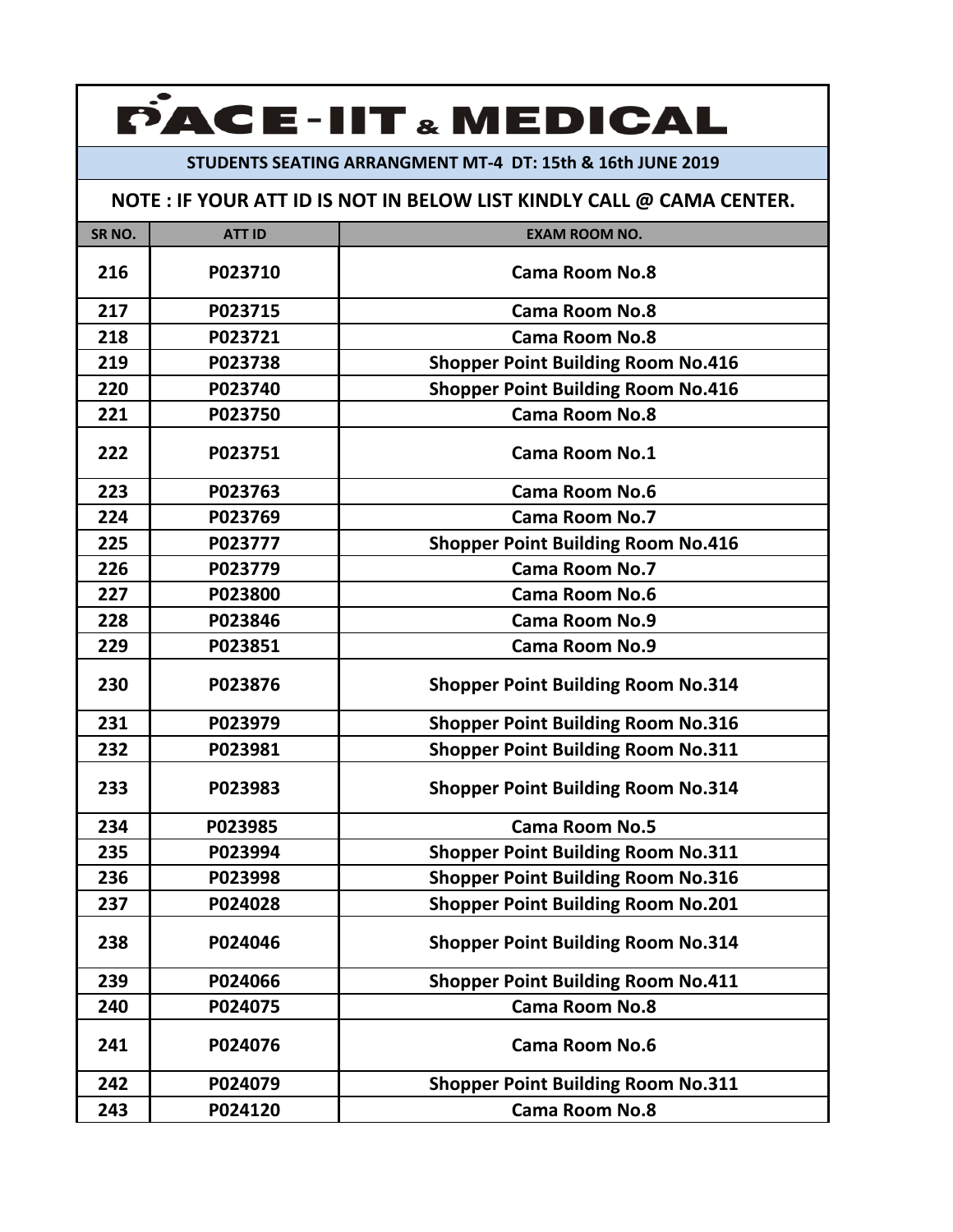# PACE-IIT & MEDICAL

**STUDENTS SEATING ARRANGMENT MT-4 DT: 15th & 16th JUNE 2019**

**NOTE : IF YOUR ATT ID IS NOT IN BELOW LIST KINDLY CALL @ CAMA CENTER.**

| SR NO. | ATT ID | EXAM ROOM NO. |
|---|---|---|
| 216 | P023710 | Cama Room No.8 |
| 217 | P023715 | Cama Room No.8 |
| 218 | P023721 | Cama Room No.8 |
| 219 | P023738 | Shopper Point Building Room No.416 |
| 220 | P023740 | Shopper Point Building Room No.416 |
| 221 | P023750 | Cama Room No.8 |
| 222 | P023751 | Cama Room No.1 |
| 223 | P023763 | Cama Room No.6 |
| 224 | P023769 | Cama Room No.7 |
| 225 | P023777 | Shopper Point Building Room No.416 |
| 226 | P023779 | Cama Room No.7 |
| 227 | P023800 | Cama Room No.6 |
| 228 | P023846 | Cama Room No.9 |
| 229 | P023851 | Cama Room No.9 |
| 230 | P023876 | Shopper Point Building Room No.314 |
| 231 | P023979 | Shopper Point Building Room No.316 |
| 232 | P023981 | Shopper Point Building Room No.311 |
| 233 | P023983 | Shopper Point Building Room No.314 |
| 234 | P023985 | Cama Room No.5 |
| 235 | P023994 | Shopper Point Building Room No.311 |
| 236 | P023998 | Shopper Point Building Room No.316 |
| 237 | P024028 | Shopper Point Building Room No.201 |
| 238 | P024046 | Shopper Point Building Room No.314 |
| 239 | P024066 | Shopper Point Building Room No.411 |
| 240 | P024075 | Cama Room No.8 |
| 241 | P024076 | Cama Room No.6 |
| 242 | P024079 | Shopper Point Building Room No.311 |
| 243 | P024120 | Cama Room No.8 |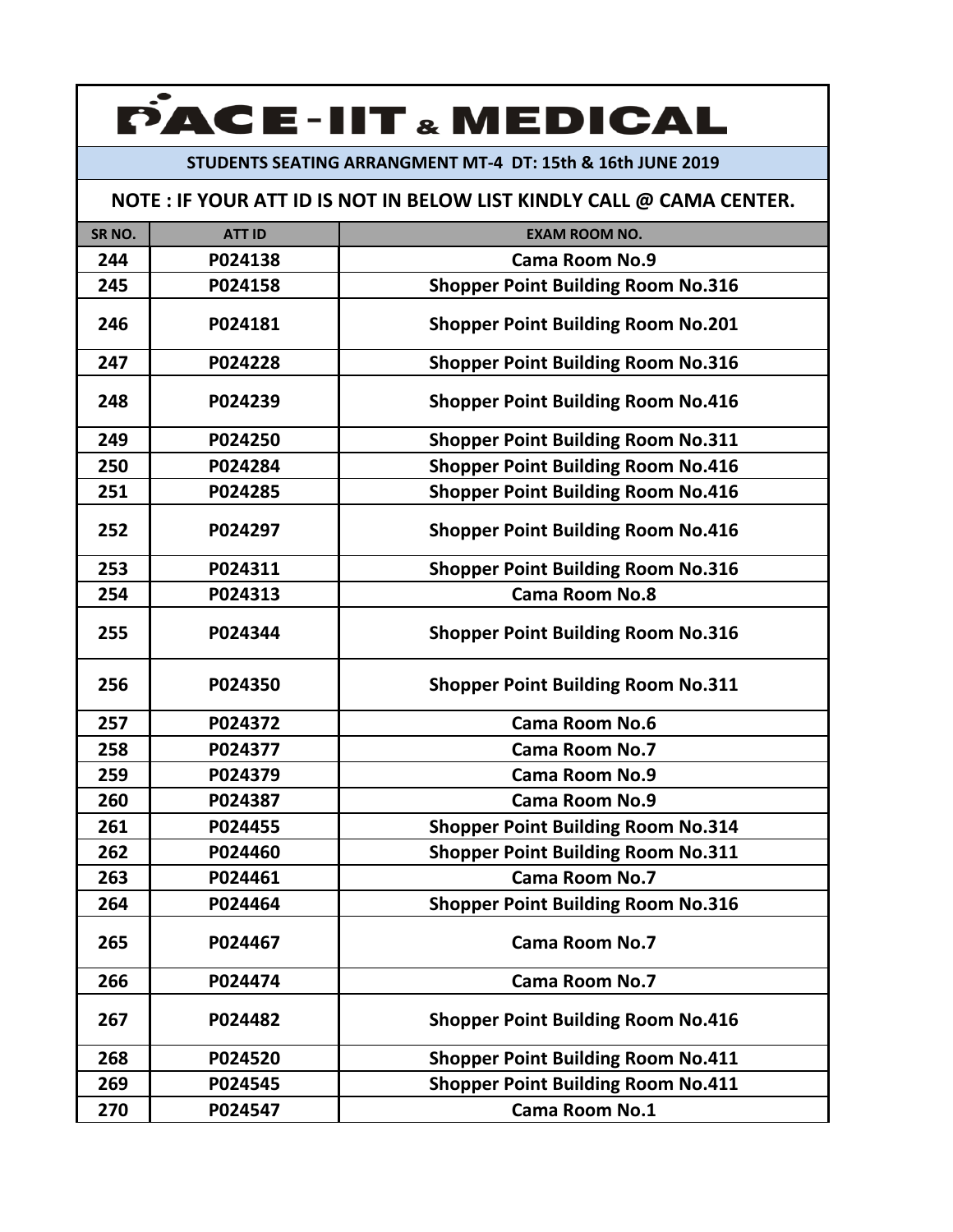# PACE-IIT & MEDICAL

**STUDENTS SEATING ARRANGMENT MT-4 DT: 15th & 16th JUNE 2019**

**NOTE : IF YOUR ATT ID IS NOT IN BELOW LIST KINDLY CALL @ CAMA CENTER.**

| SR NO. | ATT ID | EXAM ROOM NO. |
|---|---|---|
| 244 | P024138 | Cama Room No.9 |
| 245 | P024158 | Shopper Point Building Room No.316 |
| 246 | P024181 | Shopper Point Building Room No.201 |
| 247 | P024228 | Shopper Point Building Room No.316 |
| 248 | P024239 | Shopper Point Building Room No.416 |
| 249 | P024250 | Shopper Point Building Room No.311 |
| 250 | P024284 | Shopper Point Building Room No.416 |
| 251 | P024285 | Shopper Point Building Room No.416 |
| 252 | P024297 | Shopper Point Building Room No.416 |
| 253 | P024311 | Shopper Point Building Room No.316 |
| 254 | P024313 | Cama Room No.8 |
| 255 | P024344 | Shopper Point Building Room No.316 |
| 256 | P024350 | Shopper Point Building Room No.311 |
| 257 | P024372 | Cama Room No.6 |
| 258 | P024377 | Cama Room No.7 |
| 259 | P024379 | Cama Room No.9 |
| 260 | P024387 | Cama Room No.9 |
| 261 | P024455 | Shopper Point Building Room No.314 |
| 262 | P024460 | Shopper Point Building Room No.311 |
| 263 | P024461 | Cama Room No.7 |
| 264 | P024464 | Shopper Point Building Room No.316 |
| 265 | P024467 | Cama Room No.7 |
| 266 | P024474 | Cama Room No.7 |
| 267 | P024482 | Shopper Point Building Room No.416 |
| 268 | P024520 | Shopper Point Building Room No.411 |
| 269 | P024545 | Shopper Point Building Room No.411 |
| 270 | P024547 | Cama Room No.1 |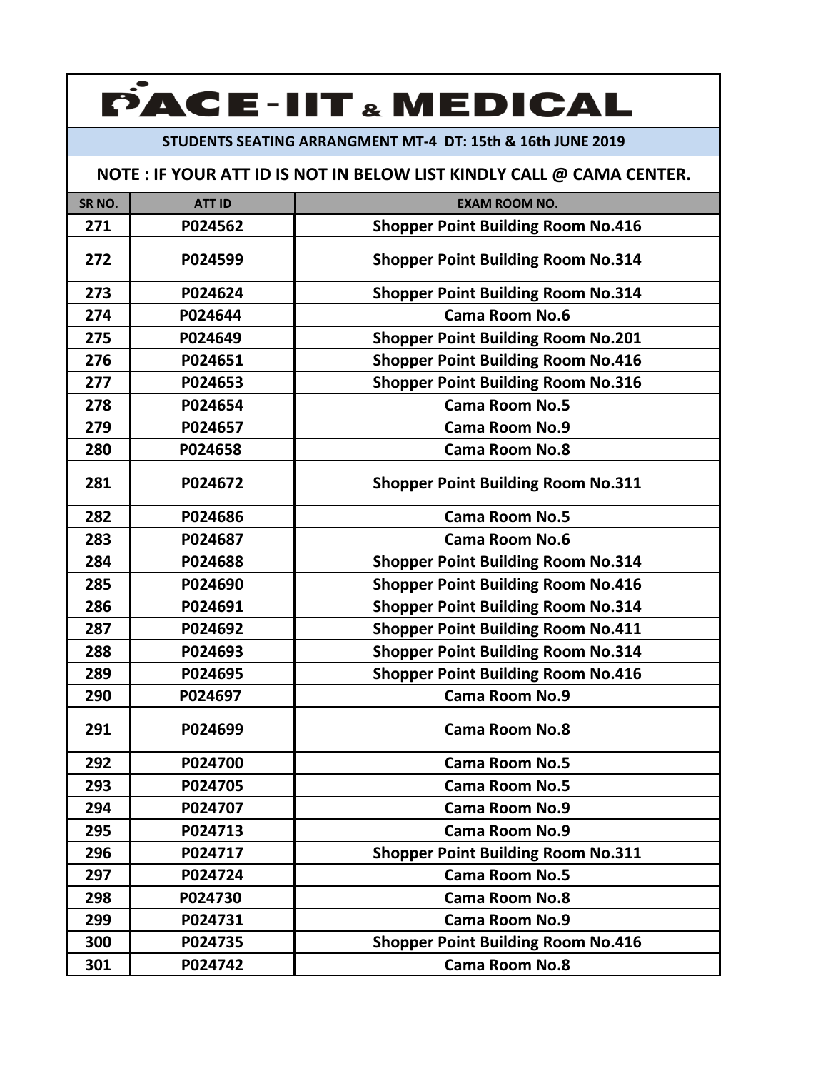# PACE-IIT & MEDICAL

**STUDENTS SEATING ARRANGMENT MT-4 DT: 15th & 16th JUNE 2019**

**NOTE : IF YOUR ATT ID IS NOT IN BELOW LIST KINDLY CALL @ CAMA CENTER.**

| SR NO. | ATT ID | EXAM ROOM NO. |
|---|---|---|
| 271 | P024562 | Shopper Point Building Room No.416 |
| 272 | P024599 | Shopper Point Building Room No.314 |
| 273 | P024624 | Shopper Point Building Room No.314 |
| 274 | P024644 | Cama Room No.6 |
| 275 | P024649 | Shopper Point Building Room No.201 |
| 276 | P024651 | Shopper Point Building Room No.416 |
| 277 | P024653 | Shopper Point Building Room No.316 |
| 278 | P024654 | Cama Room No.5 |
| 279 | P024657 | Cama Room No.9 |
| 280 | P024658 | Cama Room No.8 |
| 281 | P024672 | Shopper Point Building Room No.311 |
| 282 | P024686 | Cama Room No.5 |
| 283 | P024687 | Cama Room No.6 |
| 284 | P024688 | Shopper Point Building Room No.314 |
| 285 | P024690 | Shopper Point Building Room No.416 |
| 286 | P024691 | Shopper Point Building Room No.314 |
| 287 | P024692 | Shopper Point Building Room No.411 |
| 288 | P024693 | Shopper Point Building Room No.314 |
| 289 | P024695 | Shopper Point Building Room No.416 |
| 290 | P024697 | Cama Room No.9 |
| 291 | P024699 | Cama Room No.8 |
| 292 | P024700 | Cama Room No.5 |
| 293 | P024705 | Cama Room No.5 |
| 294 | P024707 | Cama Room No.9 |
| 295 | P024713 | Cama Room No.9 |
| 296 | P024717 | Shopper Point Building Room No.311 |
| 297 | P024724 | Cama Room No.5 |
| 298 | P024730 | Cama Room No.8 |
| 299 | P024731 | Cama Room No.9 |
| 300 | P024735 | Shopper Point Building Room No.416 |
| 301 | P024742 | Cama Room No.8 |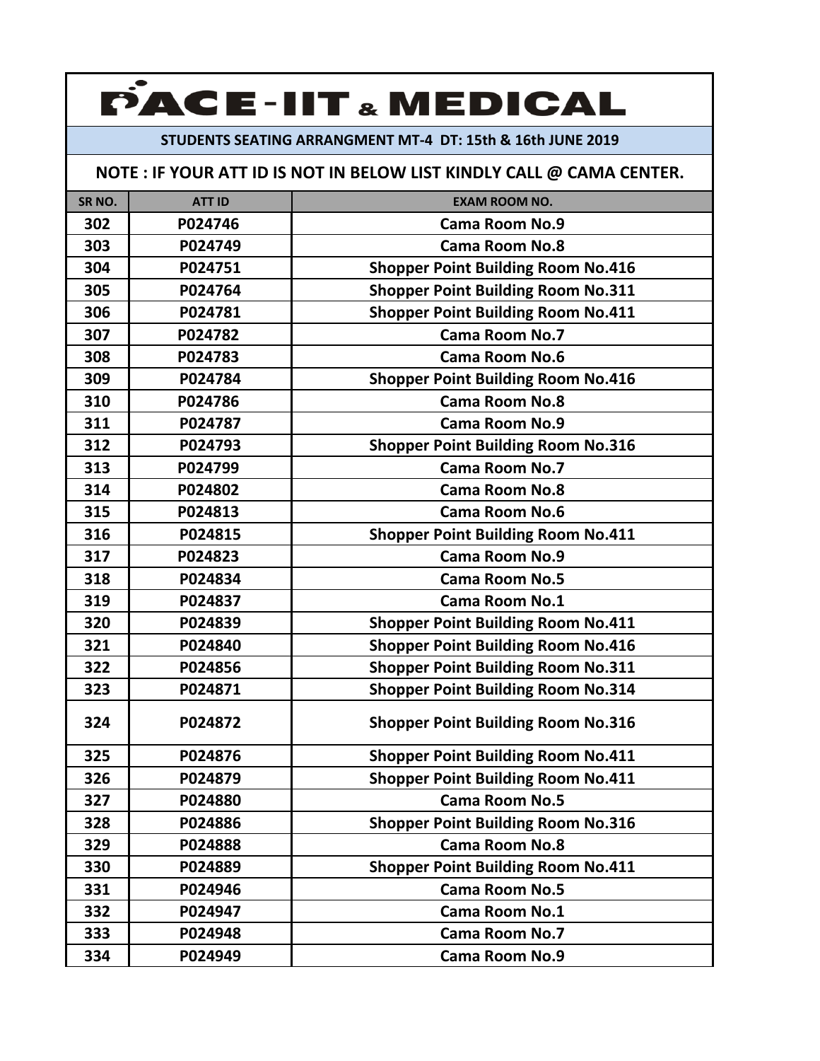# PACE-IIT & MEDICAL

**STUDENTS SEATING ARRANGMENT MT-4 DT: 15th & 16th JUNE 2019**

**NOTE : IF YOUR ATT ID IS NOT IN BELOW LIST KINDLY CALL @ CAMA CENTER.**

| SR NO. | ATT ID | EXAM ROOM NO. |
|---|---|---|
| 302 | P024746 | Cama Room No.9 |
| 303 | P024749 | Cama Room No.8 |
| 304 | P024751 | Shopper Point Building Room No.416 |
| 305 | P024764 | Shopper Point Building Room No.311 |
| 306 | P024781 | Shopper Point Building Room No.411 |
| 307 | P024782 | Cama Room No.7 |
| 308 | P024783 | Cama Room No.6 |
| 309 | P024784 | Shopper Point Building Room No.416 |
| 310 | P024786 | Cama Room No.8 |
| 311 | P024787 | Cama Room No.9 |
| 312 | P024793 | Shopper Point Building Room No.316 |
| 313 | P024799 | Cama Room No.7 |
| 314 | P024802 | Cama Room No.8 |
| 315 | P024813 | Cama Room No.6 |
| 316 | P024815 | Shopper Point Building Room No.411 |
| 317 | P024823 | Cama Room No.9 |
| 318 | P024834 | Cama Room No.5 |
| 319 | P024837 | Cama Room No.1 |
| 320 | P024839 | Shopper Point Building Room No.411 |
| 321 | P024840 | Shopper Point Building Room No.416 |
| 322 | P024856 | Shopper Point Building Room No.311 |
| 323 | P024871 | Shopper Point Building Room No.314 |
| 324 | P024872 | Shopper Point Building Room No.316 |
| 325 | P024876 | Shopper Point Building Room No.411 |
| 326 | P024879 | Shopper Point Building Room No.411 |
| 327 | P024880 | Cama Room No.5 |
| 328 | P024886 | Shopper Point Building Room No.316 |
| 329 | P024888 | Cama Room No.8 |
| 330 | P024889 | Shopper Point Building Room No.411 |
| 331 | P024946 | Cama Room No.5 |
| 332 | P024947 | Cama Room No.1 |
| 333 | P024948 | Cama Room No.7 |
| 334 | P024949 | Cama Room No.9 |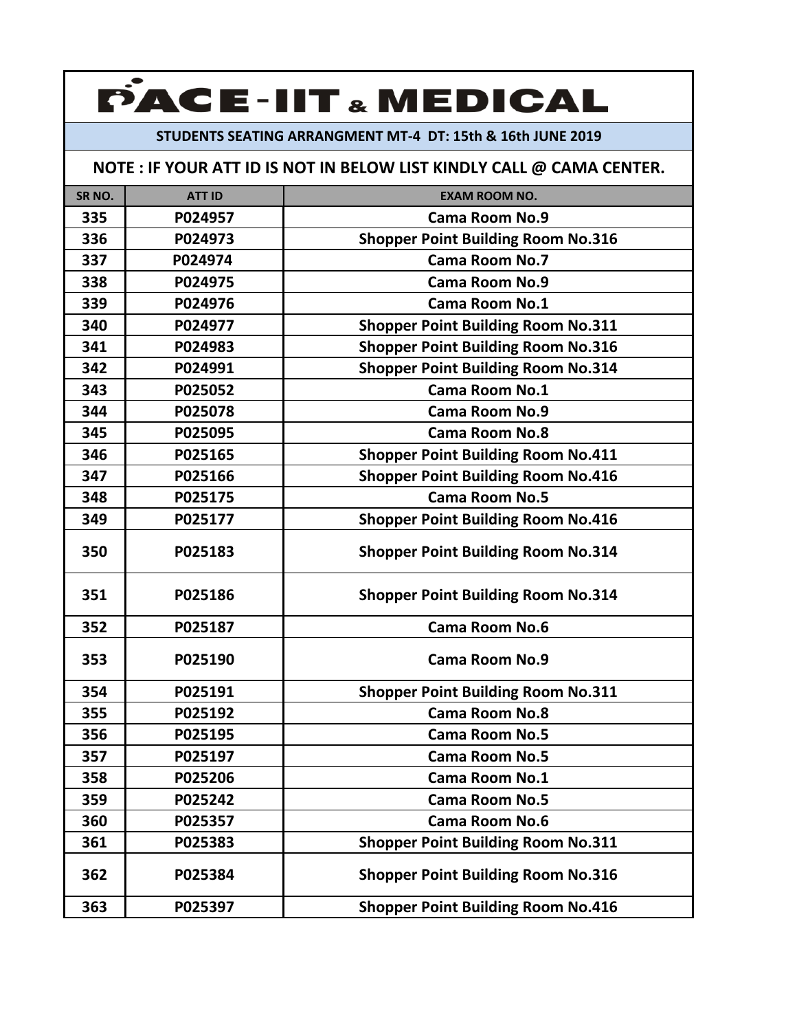# PACE-IIT & MEDICAL

**STUDENTS SEATING ARRANGMENT MT-4 DT: 15th & 16th JUNE 2019**

**NOTE : IF YOUR ATT ID IS NOT IN BELOW LIST KINDLY CALL @ CAMA CENTER.**

| SR NO. | ATT ID | EXAM ROOM NO. |
|---|---|---|
| 335 | P024957 | Cama Room No.9 |
| 336 | P024973 | Shopper Point Building Room No.316 |
| 337 | P024974 | Cama Room No.7 |
| 338 | P024975 | Cama Room No.9 |
| 339 | P024976 | Cama Room No.1 |
| 340 | P024977 | Shopper Point Building Room No.311 |
| 341 | P024983 | Shopper Point Building Room No.316 |
| 342 | P024991 | Shopper Point Building Room No.314 |
| 343 | P025052 | Cama Room No.1 |
| 344 | P025078 | Cama Room No.9 |
| 345 | P025095 | Cama Room No.8 |
| 346 | P025165 | Shopper Point Building Room No.411 |
| 347 | P025166 | Shopper Point Building Room No.416 |
| 348 | P025175 | Cama Room No.5 |
| 349 | P025177 | Shopper Point Building Room No.416 |
| 350 | P025183 | Shopper Point Building Room No.314 |
| 351 | P025186 | Shopper Point Building Room No.314 |
| 352 | P025187 | Cama Room No.6 |
| 353 | P025190 | Cama Room No.9 |
| 354 | P025191 | Shopper Point Building Room No.311 |
| 355 | P025192 | Cama Room No.8 |
| 356 | P025195 | Cama Room No.5 |
| 357 | P025197 | Cama Room No.5 |
| 358 | P025206 | Cama Room No.1 |
| 359 | P025242 | Cama Room No.5 |
| 360 | P025357 | Cama Room No.6 |
| 361 | P025383 | Shopper Point Building Room No.311 |
| 362 | P025384 | Shopper Point Building Room No.316 |
| 363 | P025397 | Shopper Point Building Room No.416 |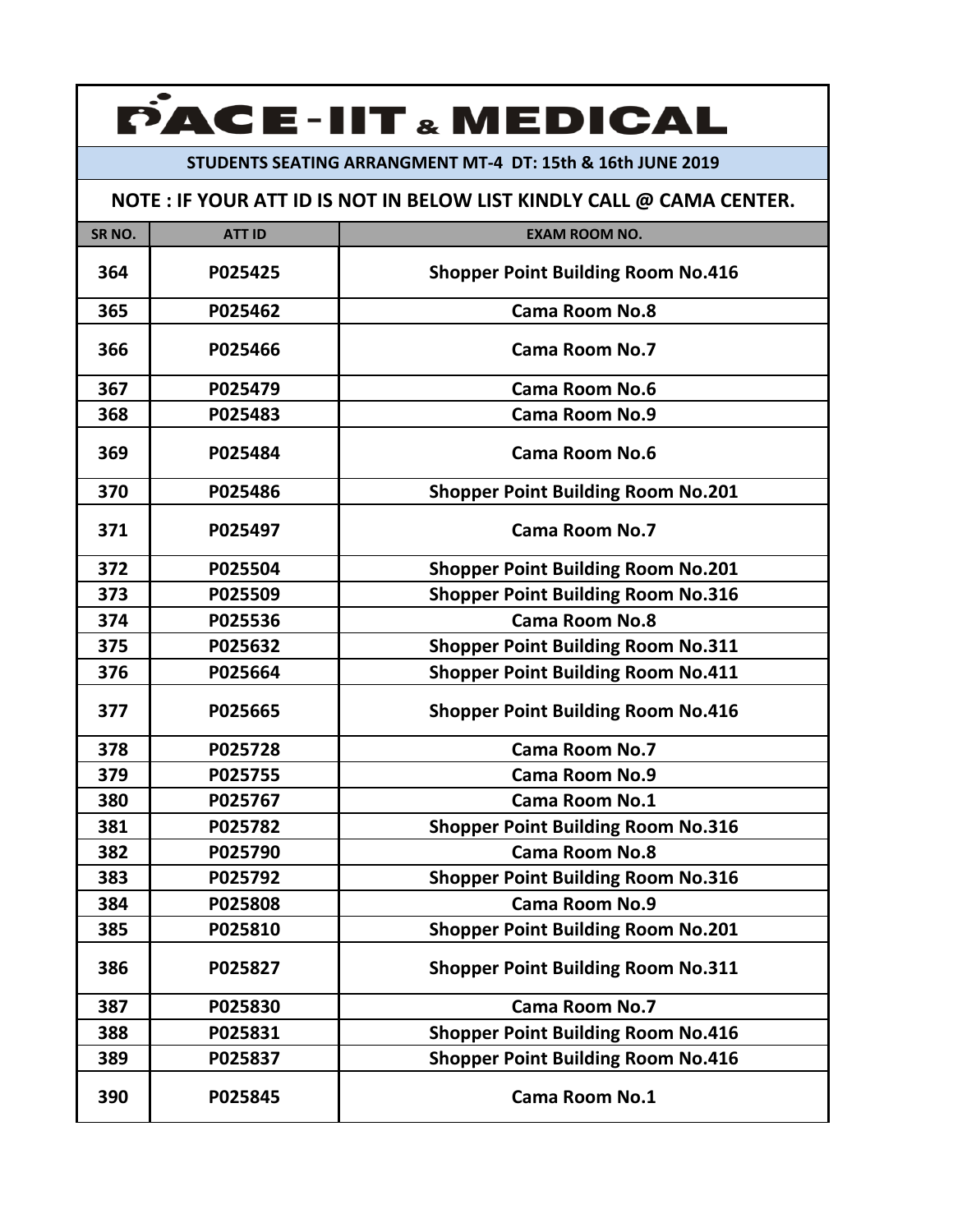# PACE-IIT & MEDICAL

## STUDENTS SEATING ARRANGMENT MT-4 DT: 15th & 16th JUNE 2019

**NOTE : IF YOUR ATT ID IS NOT IN BELOW LIST KINDLY CALL @ CAMA CENTER.**

| SR NO. | ATT ID | EXAM ROOM NO. |
|---|---|---|
| 364 | P025425 | Shopper Point Building Room No.416 |
| 365 | P025462 | Cama Room No.8 |
| 366 | P025466 | Cama Room No.7 |
| 367 | P025479 | Cama Room No.6 |
| 368 | P025483 | Cama Room No.9 |
| 369 | P025484 | Cama Room No.6 |
| 370 | P025486 | Shopper Point Building Room No.201 |
| 371 | P025497 | Cama Room No.7 |
| 372 | P025504 | Shopper Point Building Room No.201 |
| 373 | P025509 | Shopper Point Building Room No.316 |
| 374 | P025536 | Cama Room No.8 |
| 375 | P025632 | Shopper Point Building Room No.311 |
| 376 | P025664 | Shopper Point Building Room No.411 |
| 377 | P025665 | Shopper Point Building Room No.416 |
| 378 | P025728 | Cama Room No.7 |
| 379 | P025755 | Cama Room No.9 |
| 380 | P025767 | Cama Room No.1 |
| 381 | P025782 | Shopper Point Building Room No.316 |
| 382 | P025790 | Cama Room No.8 |
| 383 | P025792 | Shopper Point Building Room No.316 |
| 384 | P025808 | Cama Room No.9 |
| 385 | P025810 | Shopper Point Building Room No.201 |
| 386 | P025827 | Shopper Point Building Room No.311 |
| 387 | P025830 | Cama Room No.7 |
| 388 | P025831 | Shopper Point Building Room No.416 |
| 389 | P025837 | Shopper Point Building Room No.416 |
| 390 | P025845 | Cama Room No.1 |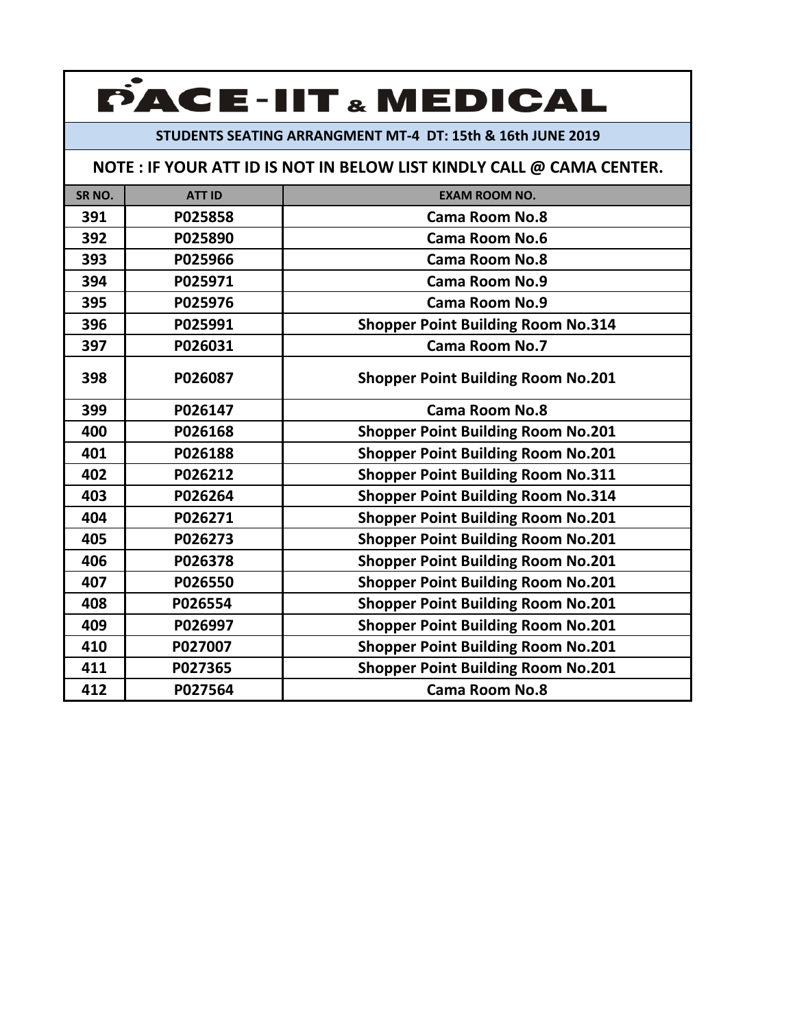# PACE-IIT & MEDICAL

**STUDENTS SEATING ARRANGMENT MT-4 DT: 15th & 16th JUNE 2019**

**NOTE : IF YOUR ATT ID IS NOT IN BELOW LIST KINDLY CALL @ CAMA CENTER.**

| SR NO. | ATT ID | EXAM ROOM NO. |
|---|---|---|
| 391 | P025858 | Cama Room No.8 |
| 392 | P025890 | Cama Room No.6 |
| 393 | P025966 | Cama Room No.8 |
| 394 | P025971 | Cama Room No.9 |
| 395 | P025976 | Cama Room No.9 |
| 396 | P025991 | Shopper Point Building Room No.314 |
| 397 | P026031 | Cama Room No.7 |
| 398 | P026087 | Shopper Point Building Room No.201 |
| 399 | P026147 | Cama Room No.8 |
| 400 | P026168 | Shopper Point Building Room No.201 |
| 401 | P026188 | Shopper Point Building Room No.201 |
| 402 | P026212 | Shopper Point Building Room No.311 |
| 403 | P026264 | Shopper Point Building Room No.314 |
| 404 | P026271 | Shopper Point Building Room No.201 |
| 405 | P026273 | Shopper Point Building Room No.201 |
| 406 | P026378 | Shopper Point Building Room No.201 |
| 407 | P026550 | Shopper Point Building Room No.201 |
| 408 | P026554 | Shopper Point Building Room No.201 |
| 409 | P026997 | Shopper Point Building Room No.201 |
| 410 | P027007 | Shopper Point Building Room No.201 |
| 411 | P027365 | Shopper Point Building Room No.201 |
| 412 | P027564 | Cama Room No.8 |